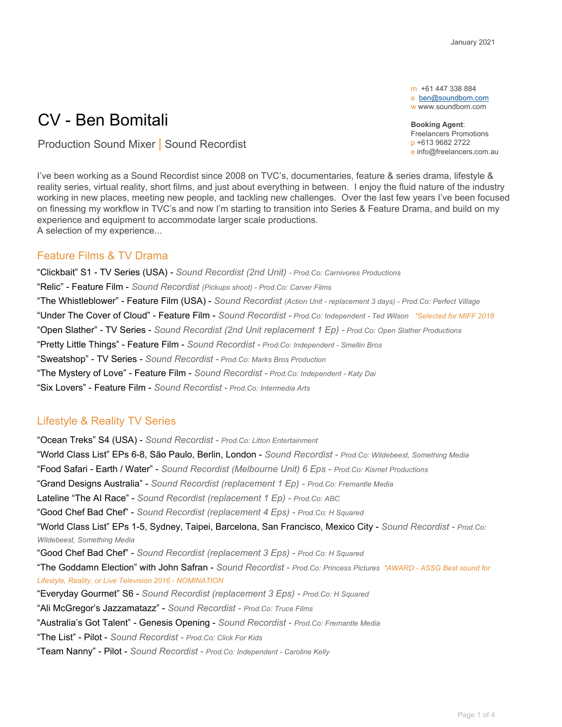January 2021

m +61 447 338 884
e ben@soundbom.com
w www.soundbom.com

**Booking Agent**:
Freelancers Promotions
p +613 9682 2722
e info@freelancers.com.au

# CV - Ben Bomitali

Production Sound Mixer | Sound Recordist

I've been working as a Sound Recordist since 2008 on TVC's, documentaries, feature & series drama, lifestyle & reality series, virtual reality, short films, and just about everything in between. I enjoy the fluid nature of the industry working in new places, meeting new people, and tackling new challenges. Over the last few years I've been focused on finessing my workflow in TVC's and now I'm starting to transition into Series & Feature Drama, and build on my experience and equipment to accommodate larger scale productions.
A selection of my experience...

## Feature Films & TV Drama

"Clickbait" S1 - TV Series (USA) - *Sound Recordist (2nd Unit) - Prod.Co: Carnivores Productions*

"Relic" - Feature Film - *Sound Recordist (Pickups shoot) - Prod.Co: Carver Films*

"The Whistleblower" - Feature Film (USA) - *Sound Recordist (Action Unit - replacement 3 days) - Prod.Co: Perfect Village*

"Under The Cover of Cloud" - Feature Film - *Sound Recordist - Prod.Co: Independent - Ted Wilson* *\*Selected for MIFF 2018*

"Open Slather" - TV Series - *Sound Recordist (2nd Unit replacement 1 Ep) - Prod.Co: Open Slather Productions*

"Pretty Little Things" - Feature Film - *Sound Recordist - Prod.Co: Independent - Smellin Bros*

"Sweatshop" - TV Series - *Sound Recordist - Prod.Co: Marks Bros Production*

"The Mystery of Love" - Feature Film - *Sound Recordist - Prod.Co: Independent - Katy Dai*

"Six Lovers" - Feature Film - *Sound Recordist - Prod.Co: Intermedia Arts*

## Lifestyle & Reality TV Series

"Ocean Treks" S4 (USA) - *Sound Recordist - Prod.Co: Litton Entertainment*

"World Class List" EPs 6-8, São Paulo, Berlin, London - *Sound Recordist - Prod.Co: Wildebeest, Something Media*

"Food Safari - Earth / Water" - *Sound Recordist (Melbourne Unit) 6 Eps - Prod.Co: Kismet Productions*

"Grand Designs Australia" - *Sound Recordist (replacement 1 Ep) - Prod.Co: Fremantle Media*

Lateline "The AI Race" - *Sound Recordist (replacement 1 Ep) - Prod.Co: ABC*

"Good Chef Bad Chef" - *Sound Recordist (replacement 4 Eps) - Prod.Co: H Squared*

"World Class List" EPs 1-5, Sydney, Taipei, Barcelona, San Francisco, Mexico City - *Sound Recordist - Prod.Co: Wildebeest, Something Media*

"Good Chef Bad Chef" - *Sound Recordist (replacement 3 Eps) - Prod.Co: H Squared*

"The Goddamn Election" with John Safran - *Sound Recordist - Prod.Co: Princess Pictures* *\*AWARD - ASSG Best sound for Lifestyle, Reality, or Live Television 2016 - NOMINATION*

"Everyday Gourmet" S6 - *Sound Recordist (replacement 3 Eps) - Prod.Co: H Squared*

"Ali McGregor's Jazzamatazz" - *Sound Recordist - Prod.Co: Truce Films*

"Australia's Got Talent" - Genesis Opening - *Sound Recordist - Prod.Co: Fremantle Media*

"The List" - Pilot - *Sound Recordist - Prod.Co: Click For Kids*

"Team Nanny" - Pilot - *Sound Recordist - Prod.Co: Independent - Caroline Kelly*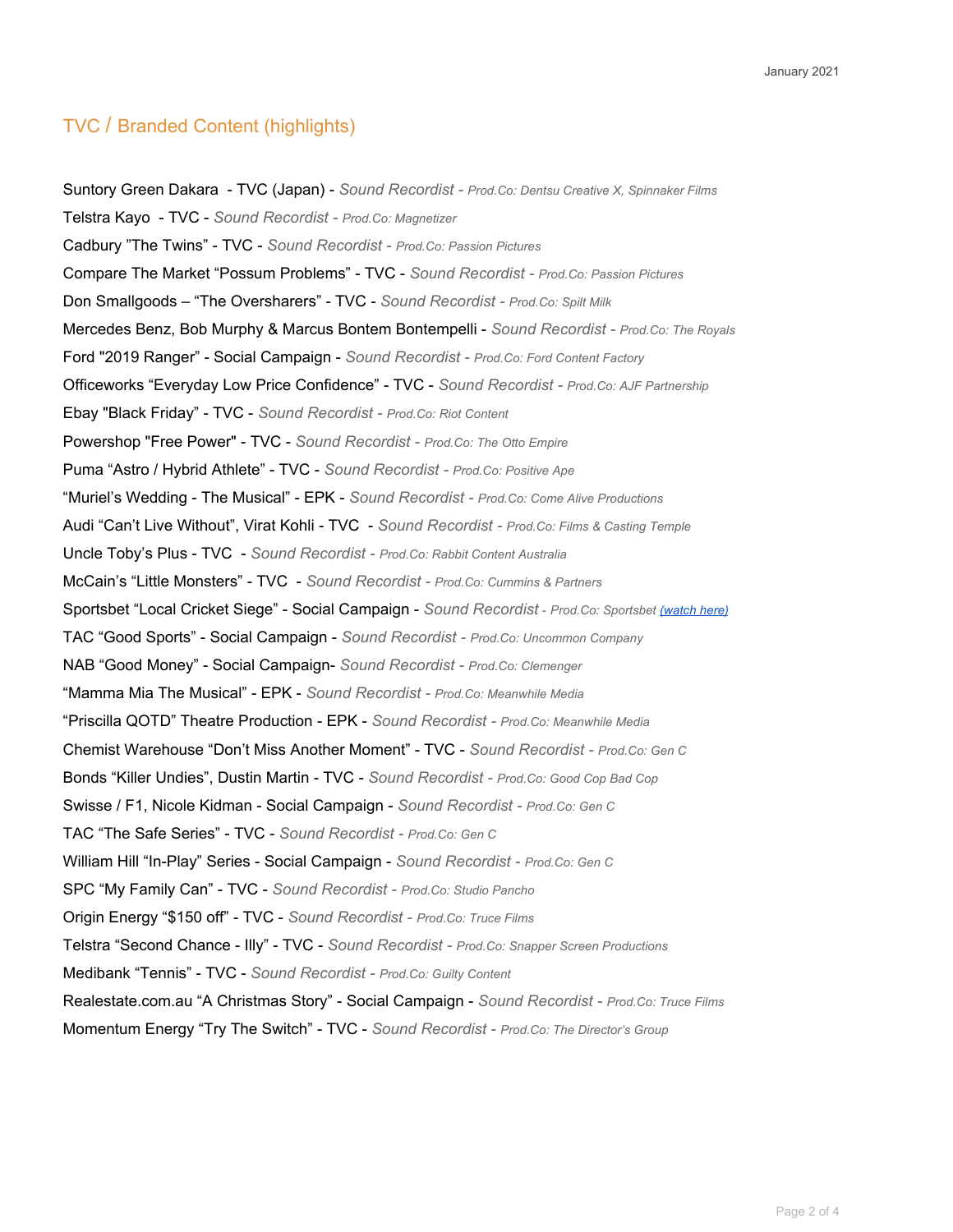January 2021

## TVC / Branded Content (highlights)

Suntory Green Dakara - TVC (Japan) - *Sound Recordist - Prod.Co: Dentsu Creative X, Spinnaker Films*

Telstra Kayo - TVC - *Sound Recordist - Prod.Co: Magnetizer*

Cadbury "The Twins" - TVC - *Sound Recordist - Prod.Co: Passion Pictures*

Compare The Market "Possum Problems" - TVC - *Sound Recordist - Prod.Co: Passion Pictures*

Don Smallgoods – "The Oversharers" - TVC - *Sound Recordist - Prod.Co: Spilt Milk*

Mercedes Benz, Bob Murphy & Marcus Bontem Bontempelli - *Sound Recordist - Prod.Co: The Royals*

Ford "2019 Ranger" - Social Campaign - *Sound Recordist - Prod.Co: Ford Content Factory*

Officeworks "Everyday Low Price Confidence" - TVC - *Sound Recordist - Prod.Co: AJF Partnership*

Ebay "Black Friday" - TVC - *Sound Recordist - Prod.Co: Riot Content*

Powershop "Free Power" - TVC - *Sound Recordist - Prod.Co: The Otto Empire*

Puma "Astro / Hybrid Athlete" - TVC - *Sound Recordist - Prod.Co: Positive Ape*

"Muriel's Wedding - The Musical" - EPK - *Sound Recordist - Prod.Co: Come Alive Productions*

Audi "Can't Live Without", Virat Kohli - TVC - *Sound Recordist - Prod.Co: Films & Casting Temple*

Uncle Toby's Plus - TVC - *Sound Recordist - Prod.Co: Rabbit Content Australia*

McCain's "Little Monsters" - TVC - *Sound Recordist - Prod.Co: Cummins & Partners*

Sportsbet "Local Cricket Siege" - Social Campaign - *Sound Recordist - Prod.Co: Sportsbet (watch here)*

TAC "Good Sports" - Social Campaign - *Sound Recordist - Prod.Co: Uncommon Company*

NAB "Good Money" - Social Campaign- *Sound Recordist - Prod.Co: Clemenger*

"Mamma Mia The Musical" - EPK - *Sound Recordist - Prod.Co: Meanwhile Media*

"Priscilla QOTD" Theatre Production - EPK - *Sound Recordist - Prod.Co: Meanwhile Media*

Chemist Warehouse "Don't Miss Another Moment" - TVC - *Sound Recordist - Prod.Co: Gen C*

Bonds "Killer Undies", Dustin Martin - TVC - *Sound Recordist - Prod.Co: Good Cop Bad Cop*

Swisse / F1, Nicole Kidman - Social Campaign - *Sound Recordist - Prod.Co: Gen C*

TAC "The Safe Series" - TVC - *Sound Recordist - Prod.Co: Gen C*

William Hill "In-Play" Series - Social Campaign - *Sound Recordist - Prod.Co: Gen C*

SPC "My Family Can" - TVC - *Sound Recordist - Prod.Co: Studio Pancho*

Origin Energy "$150 off" - TVC - *Sound Recordist - Prod.Co: Truce Films*

Telstra "Second Chance - Illy" - TVC - *Sound Recordist - Prod.Co: Snapper Screen Productions*

Medibank "Tennis" - TVC - *Sound Recordist - Prod.Co: Guilty Content*

Realestate.com.au "A Christmas Story" - Social Campaign - *Sound Recordist - Prod.Co: Truce Films*

Momentum Energy "Try The Switch" - TVC - *Sound Recordist - Prod.Co: The Director's Group*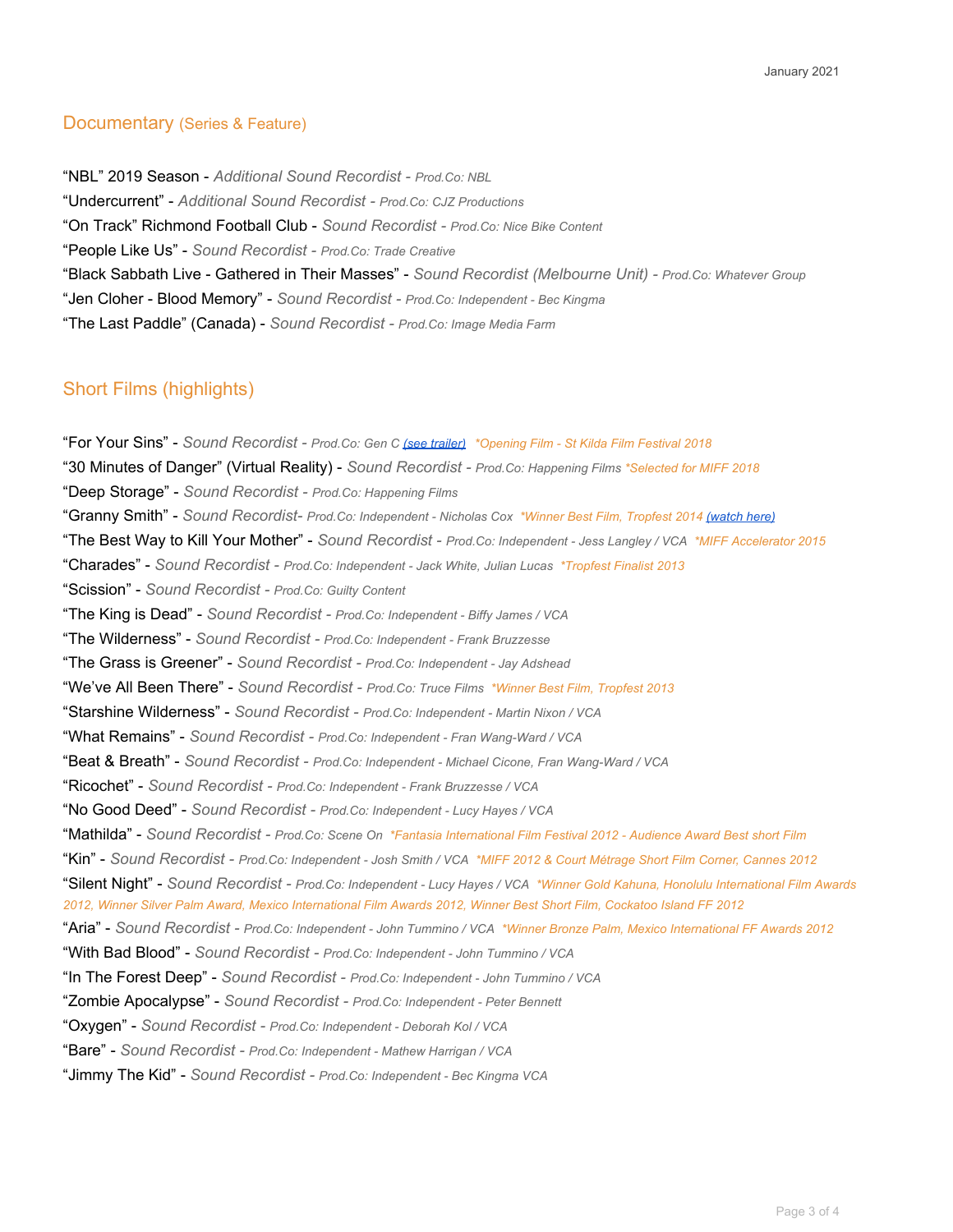January 2021

## Documentary (Series & Feature)

"NBL" 2019 Season - *Additional Sound Recordist - Prod.Co: NBL*
"Undercurrent" - *Additional Sound Recordist - Prod.Co: CJZ Productions*
"On Track" Richmond Football Club - *Sound Recordist - Prod.Co: Nice Bike Content*
"People Like Us" - *Sound Recordist - Prod.Co: Trade Creative*
"Black Sabbath Live - Gathered in Their Masses" - *Sound Recordist (Melbourne Unit) - Prod.Co: Whatever Group*
"Jen Cloher - Blood Memory" - *Sound Recordist - Prod.Co: Independent - Bec Kingma*
"The Last Paddle" (Canada) - *Sound Recordist - Prod.Co: Image Media Farm*

## Short Films (highlights)

"For Your Sins" - *Sound Recordist - Prod.Co: Gen C (see trailer) \*Opening Film - St Kilda Film Festival 2018*
"30 Minutes of Danger" (Virtual Reality) - *Sound Recordist - Prod.Co: Happening Films \*Selected for MIFF 2018*
"Deep Storage" - *Sound Recordist - Prod.Co: Happening Films*
"Granny Smith" - *Sound Recordist- Prod.Co: Independent - Nicholas Cox \*Winner Best Film, Tropfest 2014 (watch here)*
"The Best Way to Kill Your Mother" - *Sound Recordist - Prod.Co: Independent - Jess Langley / VCA \*MIFF Accelerator 2015*
"Charades" - *Sound Recordist - Prod.Co: Independent - Jack White, Julian Lucas \*Tropfest Finalist 2013*
"Scission" - *Sound Recordist - Prod.Co: Guilty Content*
"The King is Dead" - *Sound Recordist - Prod.Co: Independent - Biffy James / VCA*
"The Wilderness" - *Sound Recordist - Prod.Co: Independent - Frank Bruzzesse*
"The Grass is Greener" - *Sound Recordist - Prod.Co: Independent - Jay Adshead*
"We've All Been There" - *Sound Recordist - Prod.Co: Truce Films \*Winner Best Film, Tropfest 2013*
"Starshine Wilderness" - *Sound Recordist - Prod.Co: Independent - Martin Nixon / VCA*
"What Remains" - *Sound Recordist - Prod.Co: Independent - Fran Wang-Ward / VCA*
"Beat & Breath" - *Sound Recordist - Prod.Co: Independent - Michael Cicone, Fran Wang-Ward / VCA*
"Ricochet" - *Sound Recordist - Prod.Co: Independent - Frank Bruzzesse / VCA*
"No Good Deed" - *Sound Recordist - Prod.Co: Independent - Lucy Hayes / VCA*
"Mathilda" - *Sound Recordist - Prod.Co: Scene On \*Fantasia International Film Festival 2012 - Audience Award Best short Film*
"Kin" - *Sound Recordist - Prod.Co: Independent - Josh Smith / VCA \*MIFF 2012 & Court Métrage Short Film Corner, Cannes 2012*
"Silent Night" - *Sound Recordist - Prod.Co: Independent - Lucy Hayes / VCA \*Winner Gold Kahuna, Honolulu International Film Awards 2012, Winner Silver Palm Award, Mexico International Film Awards 2012, Winner Best Short Film, Cockatoo Island FF 2012*
"Aria" - *Sound Recordist - Prod.Co: Independent - John Tummino / VCA \*Winner Bronze Palm, Mexico International FF Awards 2012*
"With Bad Blood" - *Sound Recordist - Prod.Co: Independent - John Tummino / VCA*
"In The Forest Deep" - *Sound Recordist - Prod.Co: Independent - John Tummino / VCA*
"Zombie Apocalypse" - *Sound Recordist - Prod.Co: Independent - Peter Bennett*
"Oxygen" - *Sound Recordist - Prod.Co: Independent - Deborah Kol / VCA*
"Bare" - *Sound Recordist - Prod.Co: Independent - Mathew Harrigan / VCA*
"Jimmy The Kid" - *Sound Recordist - Prod.Co: Independent - Bec Kingma VCA*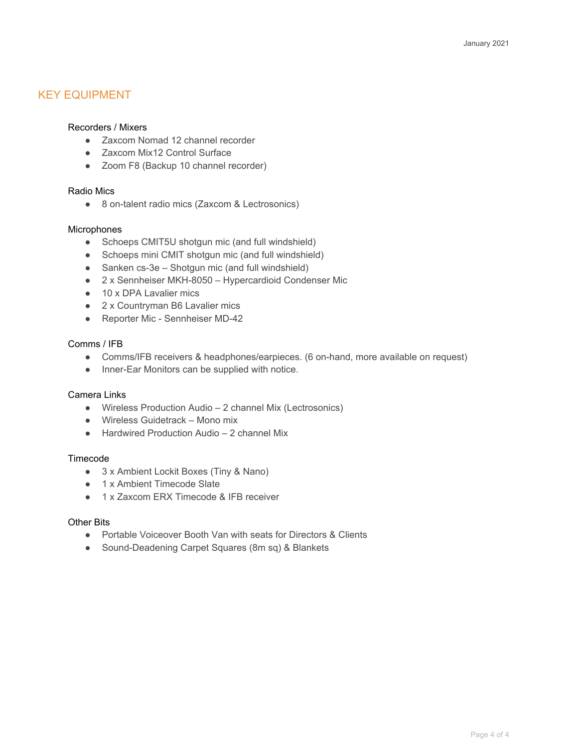## KEY EQUIPMENT

### Recorders / Mixers

- Zaxcom Nomad 12 channel recorder
- Zaxcom Mix12 Control Surface
- Zoom F8 (Backup 10 channel recorder)

### Radio Mics

- 8 on-talent radio mics (Zaxcom & Lectrosonics)

### Microphones

- Schoeps CMIT5U shotgun mic (and full windshield)
- Schoeps mini CMIT shotgun mic (and full windshield)
- Sanken cs-3e – Shotgun mic (and full windshield)
- 2 x Sennheiser MKH-8050 – Hypercardioid Condenser Mic
- 10 x DPA Lavalier mics
- 2 x Countryman B6 Lavalier mics
- Reporter Mic - Sennheiser MD-42

### Comms / IFB

- Comms/IFB receivers & headphones/earpieces. (6 on-hand, more available on request)
- Inner-Ear Monitors can be supplied with notice.

### Camera Links

- Wireless Production Audio – 2 channel Mix (Lectrosonics)
- Wireless Guidetrack – Mono mix
- Hardwired Production Audio – 2 channel Mix

### Timecode

- 3 x Ambient Lockit Boxes (Tiny & Nano)
- 1 x Ambient Timecode Slate
- 1 x Zaxcom ERX Timecode & IFB receiver

### Other Bits

- Portable Voiceover Booth Van with seats for Directors & Clients
- Sound-Deadening Carpet Squares (8m sq) & Blankets